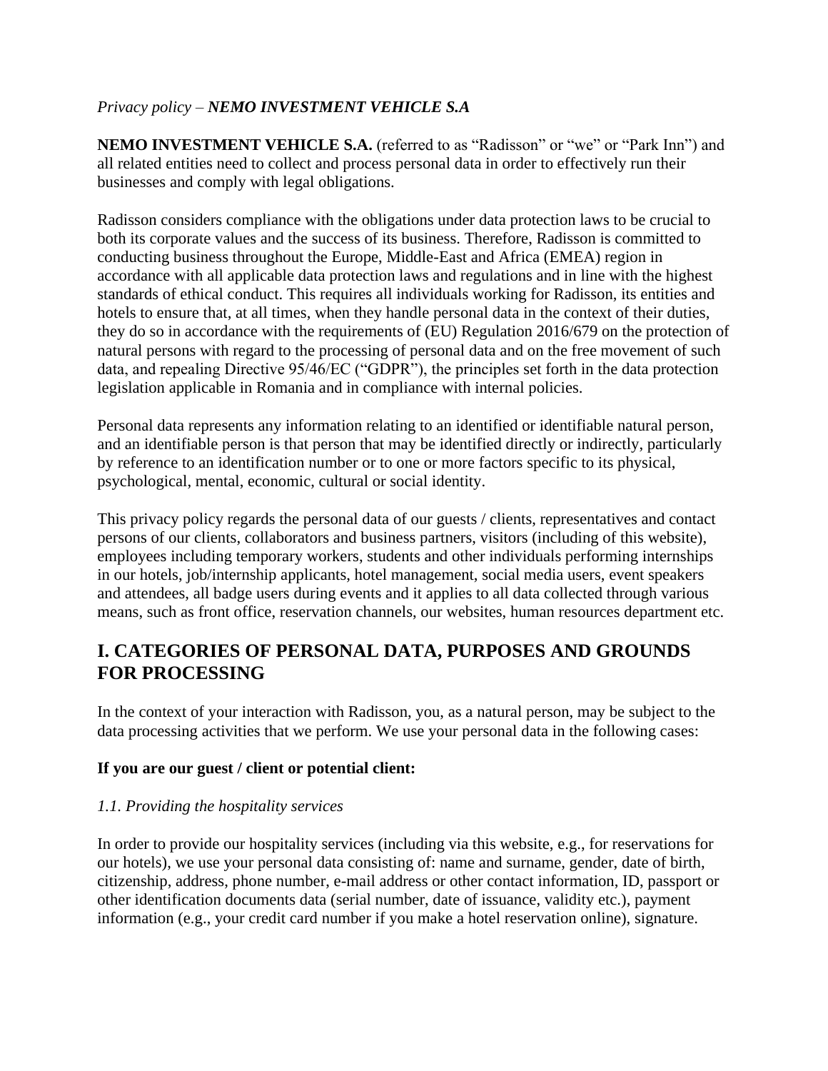*Privacy policy – **NEMO INVESTMENT VEHICLE S.A***

**NEMO INVESTMENT VEHICLE S.A.** (referred to as "Radisson" or "we" or "Park Inn") and all related entities need to collect and process personal data in order to effectively run their businesses and comply with legal obligations.

Radisson considers compliance with the obligations under data protection laws to be crucial to both its corporate values and the success of its business. Therefore, Radisson is committed to conducting business throughout the Europe, Middle-East and Africa (EMEA) region in accordance with all applicable data protection laws and regulations and in line with the highest standards of ethical conduct. This requires all individuals working for Radisson, its entities and hotels to ensure that, at all times, when they handle personal data in the context of their duties, they do so in accordance with the requirements of (EU) Regulation 2016/679 on the protection of natural persons with regard to the processing of personal data and on the free movement of such data, and repealing Directive 95/46/EC ("GDPR"), the principles set forth in the data protection legislation applicable in Romania and in compliance with internal policies.

Personal data represents any information relating to an identified or identifiable natural person, and an identifiable person is that person that may be identified directly or indirectly, particularly by reference to an identification number or to one or more factors specific to its physical, psychological, mental, economic, cultural or social identity.

This privacy policy regards the personal data of our guests / clients, representatives and contact persons of our clients, collaborators and business partners, visitors (including of this website), employees including temporary workers, students and other individuals performing internships in our hotels, job/internship applicants, hotel management, social media users, event speakers and attendees, all badge users during events and it applies to all data collected through various means, such as front office, reservation channels, our websites, human resources department etc.

## I. CATEGORIES OF PERSONAL DATA, PURPOSES AND GROUNDS FOR PROCESSING

In the context of your interaction with Radisson, you, as a natural person, may be subject to the data processing activities that we perform. We use your personal data in the following cases:

**If you are our guest / client or potential client:**

*1.1. Providing the hospitality services*

In order to provide our hospitality services (including via this website, e.g., for reservations for our hotels), we use your personal data consisting of: name and surname, gender, date of birth, citizenship, address, phone number, e-mail address or other contact information, ID, passport or other identification documents data (serial number, date of issuance, validity etc.), payment information (e.g., your credit card number if you make a hotel reservation online), signature.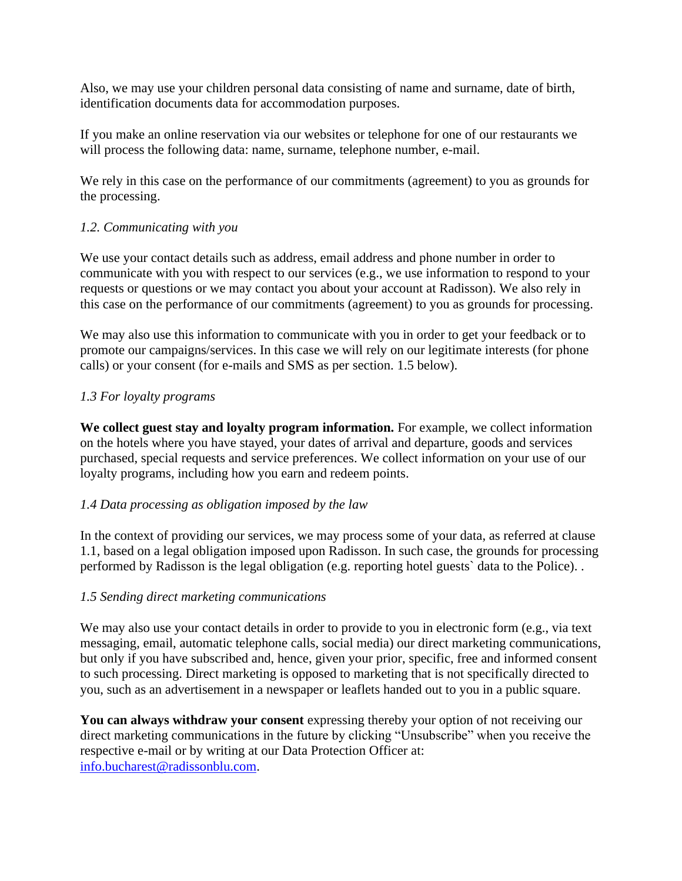Also, we may use your children personal data consisting of name and surname, date of birth, identification documents data for accommodation purposes.

If you make an online reservation via our websites or telephone for one of our restaurants we will process the following data: name, surname, telephone number, e-mail.

We rely in this case on the performance of our commitments (agreement) to you as grounds for the processing.

*1.2. Communicating with you*

We use your contact details such as address, email address and phone number in order to communicate with you with respect to our services (e.g., we use information to respond to your requests or questions or we may contact you about your account at Radisson). We also rely in this case on the performance of our commitments (agreement) to you as grounds for processing.

We may also use this information to communicate with you in order to get your feedback or to promote our campaigns/services. In this case we will rely on our legitimate interests (for phone calls) or your consent (for e-mails and SMS as per section. 1.5 below).

*1.3 For loyalty programs*

**We collect guest stay and loyalty program information.** For example, we collect information on the hotels where you have stayed, your dates of arrival and departure, goods and services purchased, special requests and service preferences. We collect information on your use of our loyalty programs, including how you earn and redeem points.

*1.4 Data processing as obligation imposed by the law*

In the context of providing our services, we may process some of your data, as referred at clause 1.1, based on a legal obligation imposed upon Radisson. In such case, the grounds for processing performed by Radisson is the legal obligation (e.g. reporting hotel guests` data to the Police). .

*1.5 Sending direct marketing communications*

We may also use your contact details in order to provide to you in electronic form (e.g., via text messaging, email, automatic telephone calls, social media) our direct marketing communications, but only if you have subscribed and, hence, given your prior, specific, free and informed consent to such processing. Direct marketing is opposed to marketing that is not specifically directed to you, such as an advertisement in a newspaper or leaflets handed out to you in a public square.

**You can always withdraw your consent** expressing thereby your option of not receiving our direct marketing communications in the future by clicking "Unsubscribe" when you receive the respective e-mail or by writing at our Data Protection Officer at: info.bucharest@radissonblu.com.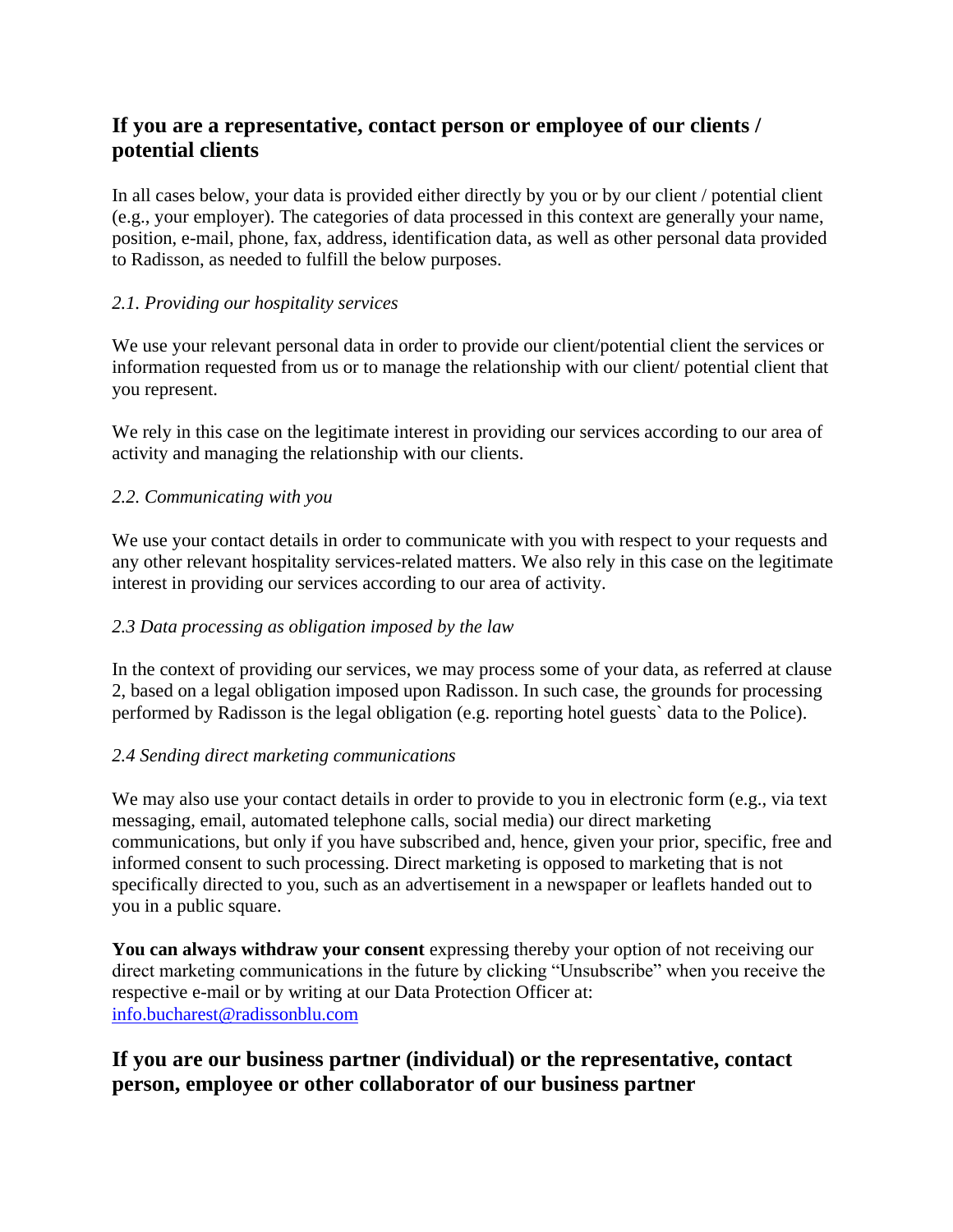## If you are a representative, contact person or employee of our clients / potential clients

In all cases below, your data is provided either directly by you or by our client / potential client (e.g., your employer). The categories of data processed in this context are generally your name, position, e-mail, phone, fax, address, identification data, as well as other personal data provided to Radisson, as needed to fulfill the below purposes.

*2.1. Providing our hospitality services*

We use your relevant personal data in order to provide our client/potential client the services or information requested from us or to manage the relationship with our client/ potential client that you represent.

We rely in this case on the legitimate interest in providing our services according to our area of activity and managing the relationship with our clients.

*2.2. Communicating with you*

We use your contact details in order to communicate with you with respect to your requests and any other relevant hospitality services-related matters. We also rely in this case on the legitimate interest in providing our services according to our area of activity.

*2.3 Data processing as obligation imposed by the law*

In the context of providing our services, we may process some of your data, as referred at clause 2, based on a legal obligation imposed upon Radisson. In such case, the grounds for processing performed by Radisson is the legal obligation (e.g. reporting hotel guests` data to the Police).

*2.4 Sending direct marketing communications*

We may also use your contact details in order to provide to you in electronic form (e.g., via text messaging, email, automated telephone calls, social media) our direct marketing communications, but only if you have subscribed and, hence, given your prior, specific, free and informed consent to such processing. Direct marketing is opposed to marketing that is not specifically directed to you, such as an advertisement in a newspaper or leaflets handed out to you in a public square.

**You can always withdraw your consent** expressing thereby your option of not receiving our direct marketing communications in the future by clicking "Unsubscribe" when you receive the respective e-mail or by writing at our Data Protection Officer at: info.bucharest@radissonblu.com

## If you are our business partner (individual) or the representative, contact person, employee or other collaborator of our business partner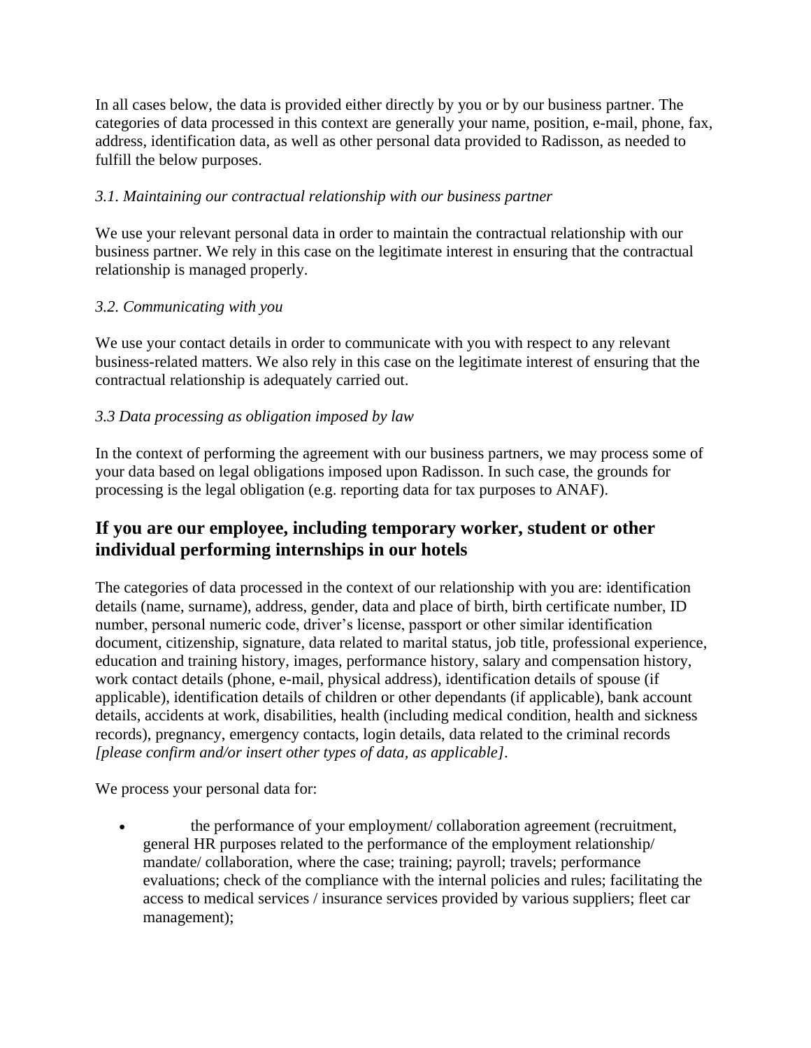In all cases below, the data is provided either directly by you or by our business partner. The categories of data processed in this context are generally your name, position, e-mail, phone, fax, address, identification data, as well as other personal data provided to Radisson, as needed to fulfill the below purposes.

*3.1. Maintaining our contractual relationship with our business partner*

We use your relevant personal data in order to maintain the contractual relationship with our business partner. We rely in this case on the legitimate interest in ensuring that the contractual relationship is managed properly.

*3.2. Communicating with you*

We use your contact details in order to communicate with you with respect to any relevant business-related matters. We also rely in this case on the legitimate interest of ensuring that the contractual relationship is adequately carried out.

*3.3 Data processing as obligation imposed by law*

In the context of performing the agreement with our business partners, we may process some of your data based on legal obligations imposed upon Radisson. In such case, the grounds for processing is the legal obligation (e.g. reporting data for tax purposes to ANAF).

## If you are our employee, including temporary worker, student or other individual performing internships in our hotels

The categories of data processed in the context of our relationship with you are: identification details (name, surname), address, gender, data and place of birth, birth certificate number, ID number, personal numeric code, driver's license, passport or other similar identification document, citizenship, signature, data related to marital status, job title, professional experience, education and training history, images, performance history, salary and compensation history, work contact details (phone, e-mail, physical address), identification details of spouse (if applicable), identification details of children or other dependants (if applicable), bank account details, accidents at work, disabilities, health (including medical condition, health and sickness records), pregnancy, emergency contacts, login details, data related to the criminal records *[please confirm and/or insert other types of data, as applicable]*.

We process your personal data for:

- the performance of your employment/ collaboration agreement (recruitment, general HR purposes related to the performance of the employment relationship/ mandate/ collaboration, where the case; training; payroll; travels; performance evaluations; check of the compliance with the internal policies and rules; facilitating the access to medical services / insurance services provided by various suppliers; fleet car management);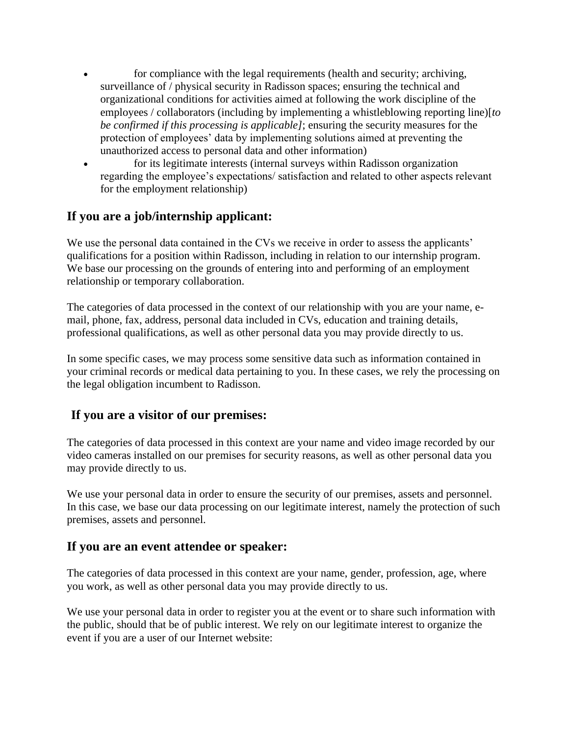- for compliance with the legal requirements (health and security; archiving, surveillance of / physical security in Radisson spaces; ensuring the technical and organizational conditions for activities aimed at following the work discipline of the employees / collaborators (including by implementing a whistleblowing reporting line)[*to be confirmed if this processing is applicable]*; ensuring the security measures for the protection of employees' data by implementing solutions aimed at preventing the unauthorized access to personal data and other information)
- for its legitimate interests (internal surveys within Radisson organization regarding the employee's expectations/ satisfaction and related to other aspects relevant for the employment relationship)

## If you are a job/internship applicant:

We use the personal data contained in the CVs we receive in order to assess the applicants' qualifications for a position within Radisson, including in relation to our internship program. We base our processing on the grounds of entering into and performing of an employment relationship or temporary collaboration.

The categories of data processed in the context of our relationship with you are your name, e-mail, phone, fax, address, personal data included in CVs, education and training details, professional qualifications, as well as other personal data you may provide directly to us.

In some specific cases, we may process some sensitive data such as information contained in your criminal records or medical data pertaining to you. In these cases, we rely the processing on the legal obligation incumbent to Radisson.

## If you are a visitor of our premises:

The categories of data processed in this context are your name and video image recorded by our video cameras installed on our premises for security reasons, as well as other personal data you may provide directly to us.

We use your personal data in order to ensure the security of our premises, assets and personnel. In this case, we base our data processing on our legitimate interest, namely the protection of such premises, assets and personnel.

## If you are an event attendee or speaker:

The categories of data processed in this context are your name, gender, profession, age, where you work, as well as other personal data you may provide directly to us.

We use your personal data in order to register you at the event or to share such information with the public, should that be of public interest. We rely on our legitimate interest to organize the event if you are a user of our Internet website: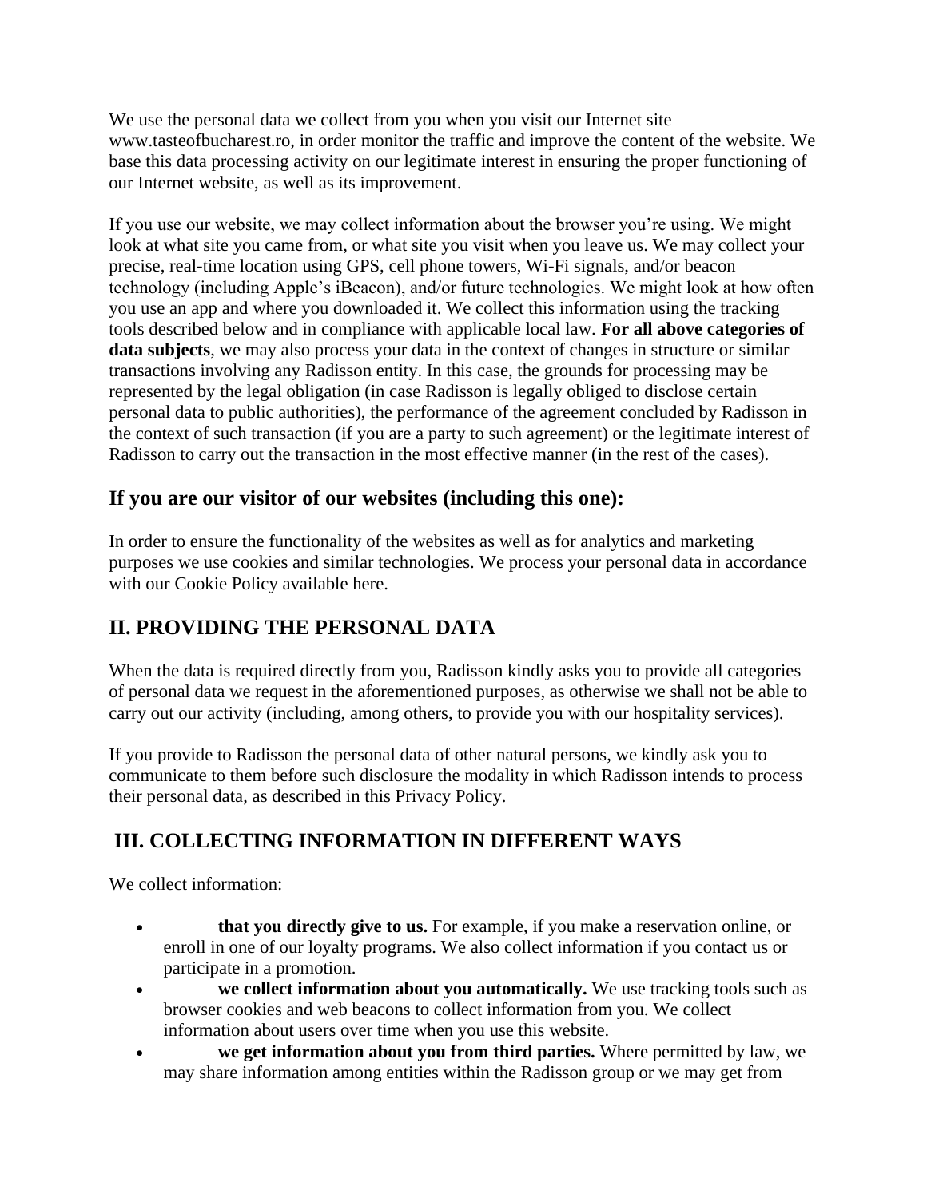We use the personal data we collect from you when you visit our Internet site www.tasteofbucharest.ro, in order monitor the traffic and improve the content of the website. We base this data processing activity on our legitimate interest in ensuring the proper functioning of our Internet website, as well as its improvement.

If you use our website, we may collect information about the browser you're using. We might look at what site you came from, or what site you visit when you leave us. We may collect your precise, real-time location using GPS, cell phone towers, Wi-Fi signals, and/or beacon technology (including Apple's iBeacon), and/or future technologies. We might look at how often you use an app and where you downloaded it. We collect this information using the tracking tools described below and in compliance with applicable local law. **For all above categories of data subjects**, we may also process your data in the context of changes in structure or similar transactions involving any Radisson entity. In this case, the grounds for processing may be represented by the legal obligation (in case Radisson is legally obliged to disclose certain personal data to public authorities), the performance of the agreement concluded by Radisson in the context of such transaction (if you are a party to such agreement) or the legitimate interest of Radisson to carry out the transaction in the most effective manner (in the rest of the cases).

## If you are our visitor of our websites (including this one):

In order to ensure the functionality of the websites as well as for analytics and marketing purposes we use cookies and similar technologies. We process your personal data in accordance with our Cookie Policy available here.

## II. PROVIDING THE PERSONAL DATA

When the data is required directly from you, Radisson kindly asks you to provide all categories of personal data we request in the aforementioned purposes, as otherwise we shall not be able to carry out our activity (including, among others, to provide you with our hospitality services).

If you provide to Radisson the personal data of other natural persons, we kindly ask you to communicate to them before such disclosure the modality in which Radisson intends to process their personal data, as described in this Privacy Policy.

## III. COLLECTING INFORMATION IN DIFFERENT WAYS

We collect information:

- **that you directly give to us.** For example, if you make a reservation online, or enroll in one of our loyalty programs. We also collect information if you contact us or participate in a promotion.
- **we collect information about you automatically.** We use tracking tools such as browser cookies and web beacons to collect information from you. We collect information about users over time when you use this website.
- **we get information about you from third parties.** Where permitted by law, we may share information among entities within the Radisson group or we may get from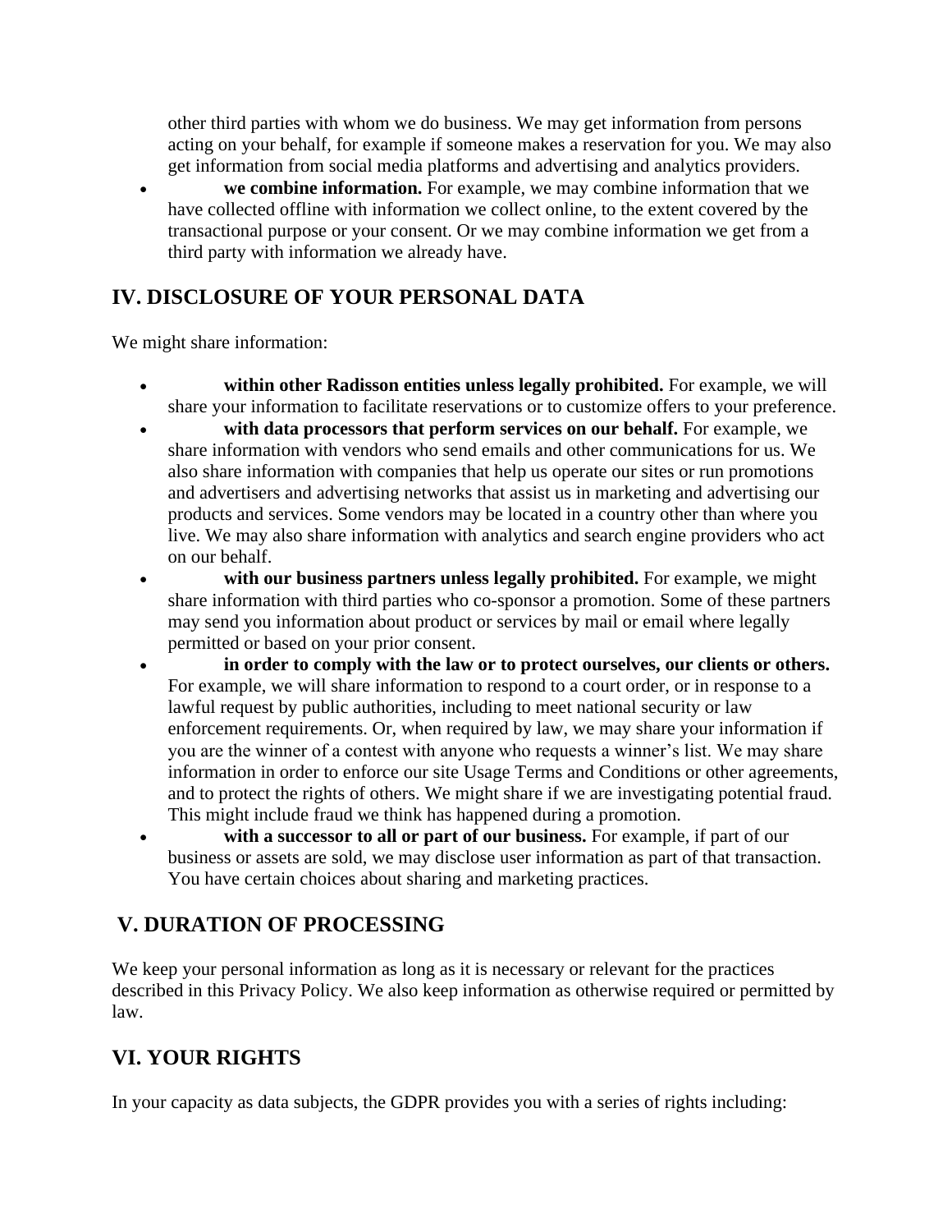other third parties with whom we do business. We may get information from persons acting on your behalf, for example if someone makes a reservation for you. We may also get information from social media platforms and advertising and analytics providers.

- **we combine information.** For example, we may combine information that we have collected offline with information we collect online, to the extent covered by the transactional purpose or your consent. Or we may combine information we get from a third party with information we already have.

## IV. DISCLOSURE OF YOUR PERSONAL DATA

We might share information:

- **within other Radisson entities unless legally prohibited.** For example, we will share your information to facilitate reservations or to customize offers to your preference.
- **with data processors that perform services on our behalf.** For example, we share information with vendors who send emails and other communications for us. We also share information with companies that help us operate our sites or run promotions and advertisers and advertising networks that assist us in marketing and advertising our products and services. Some vendors may be located in a country other than where you live. We may also share information with analytics and search engine providers who act on our behalf.
- **with our business partners unless legally prohibited.** For example, we might share information with third parties who co-sponsor a promotion. Some of these partners may send you information about product or services by mail or email where legally permitted or based on your prior consent.
- **in order to comply with the law or to protect ourselves, our clients or others.** For example, we will share information to respond to a court order, or in response to a lawful request by public authorities, including to meet national security or law enforcement requirements. Or, when required by law, we may share your information if you are the winner of a contest with anyone who requests a winner's list. We may share information in order to enforce our site Usage Terms and Conditions or other agreements, and to protect the rights of others. We might share if we are investigating potential fraud. This might include fraud we think has happened during a promotion.
- **with a successor to all or part of our business.** For example, if part of our business or assets are sold, we may disclose user information as part of that transaction. You have certain choices about sharing and marketing practices.

## V. DURATION OF PROCESSING

We keep your personal information as long as it is necessary or relevant for the practices described in this Privacy Policy. We also keep information as otherwise required or permitted by law.

## VI. YOUR RIGHTS

In your capacity as data subjects, the GDPR provides you with a series of rights including: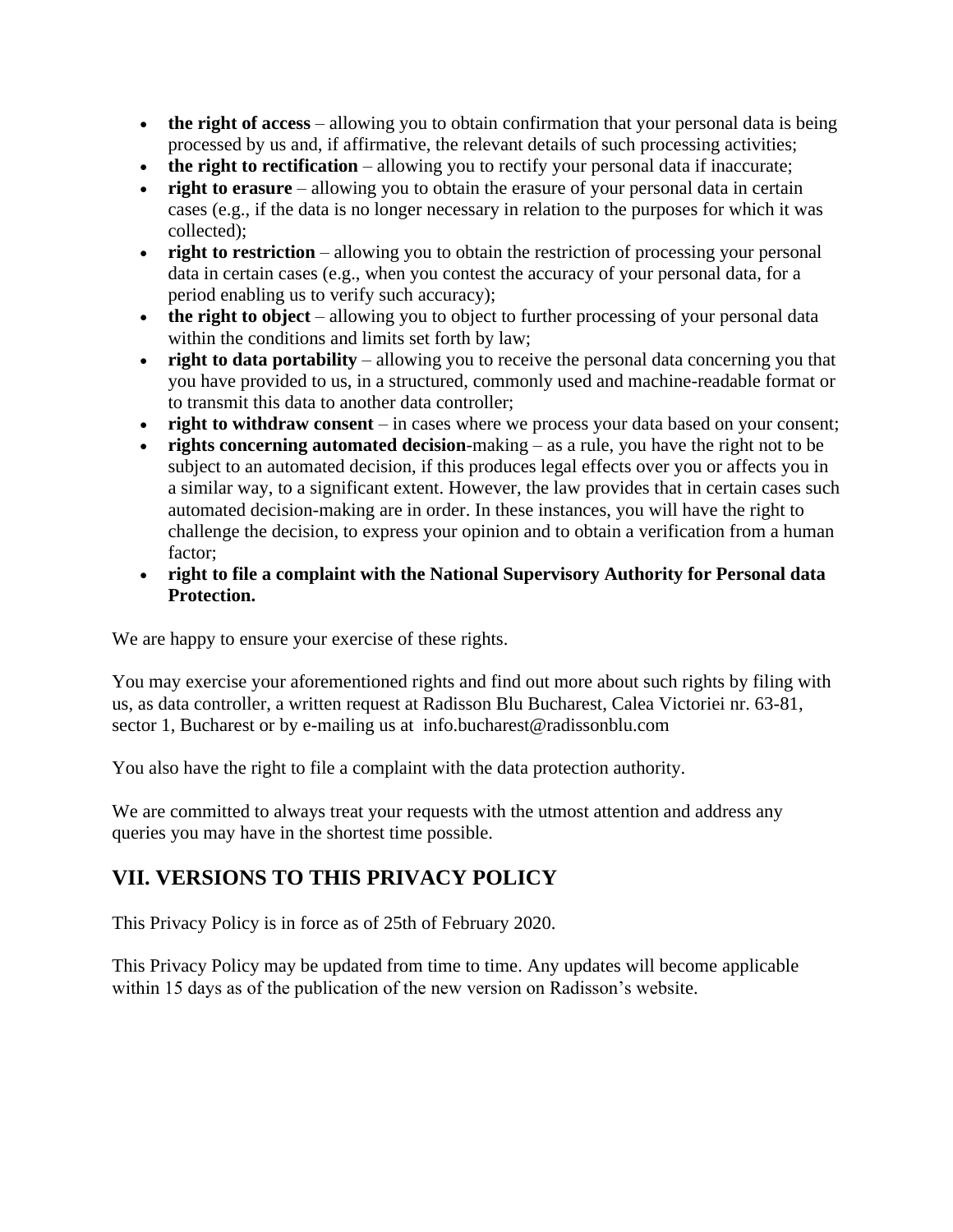- **the right of access** – allowing you to obtain confirmation that your personal data is being processed by us and, if affirmative, the relevant details of such processing activities;
- **the right to rectification** – allowing you to rectify your personal data if inaccurate;
- **right to erasure** – allowing you to obtain the erasure of your personal data in certain cases (e.g., if the data is no longer necessary in relation to the purposes for which it was collected);
- **right to restriction** – allowing you to obtain the restriction of processing your personal data in certain cases (e.g., when you contest the accuracy of your personal data, for a period enabling us to verify such accuracy);
- **the right to object** – allowing you to object to further processing of your personal data within the conditions and limits set forth by law;
- **right to data portability** – allowing you to receive the personal data concerning you that you have provided to us, in a structured, commonly used and machine-readable format or to transmit this data to another data controller;
- **right to withdraw consent** – in cases where we process your data based on your consent;
- **rights concerning automated decision**-making – as a rule, you have the right not to be subject to an automated decision, if this produces legal effects over you or affects you in a similar way, to a significant extent. However, the law provides that in certain cases such automated decision-making are in order. In these instances, you will have the right to challenge the decision, to express your opinion and to obtain a verification from a human factor;
- **right to file a complaint with the National Supervisory Authority for Personal data Protection.**

We are happy to ensure your exercise of these rights.

You may exercise your aforementioned rights and find out more about such rights by filing with us, as data controller, a written request at Radisson Blu Bucharest, Calea Victoriei nr. 63-81, sector 1, Bucharest or by e-mailing us at info.bucharest@radissonblu.com

You also have the right to file a complaint with the data protection authority.

We are committed to always treat your requests with the utmost attention and address any queries you may have in the shortest time possible.

## VII. VERSIONS TO THIS PRIVACY POLICY

This Privacy Policy is in force as of 25th of February 2020.

This Privacy Policy may be updated from time to time. Any updates will become applicable within 15 days as of the publication of the new version on Radisson's website.